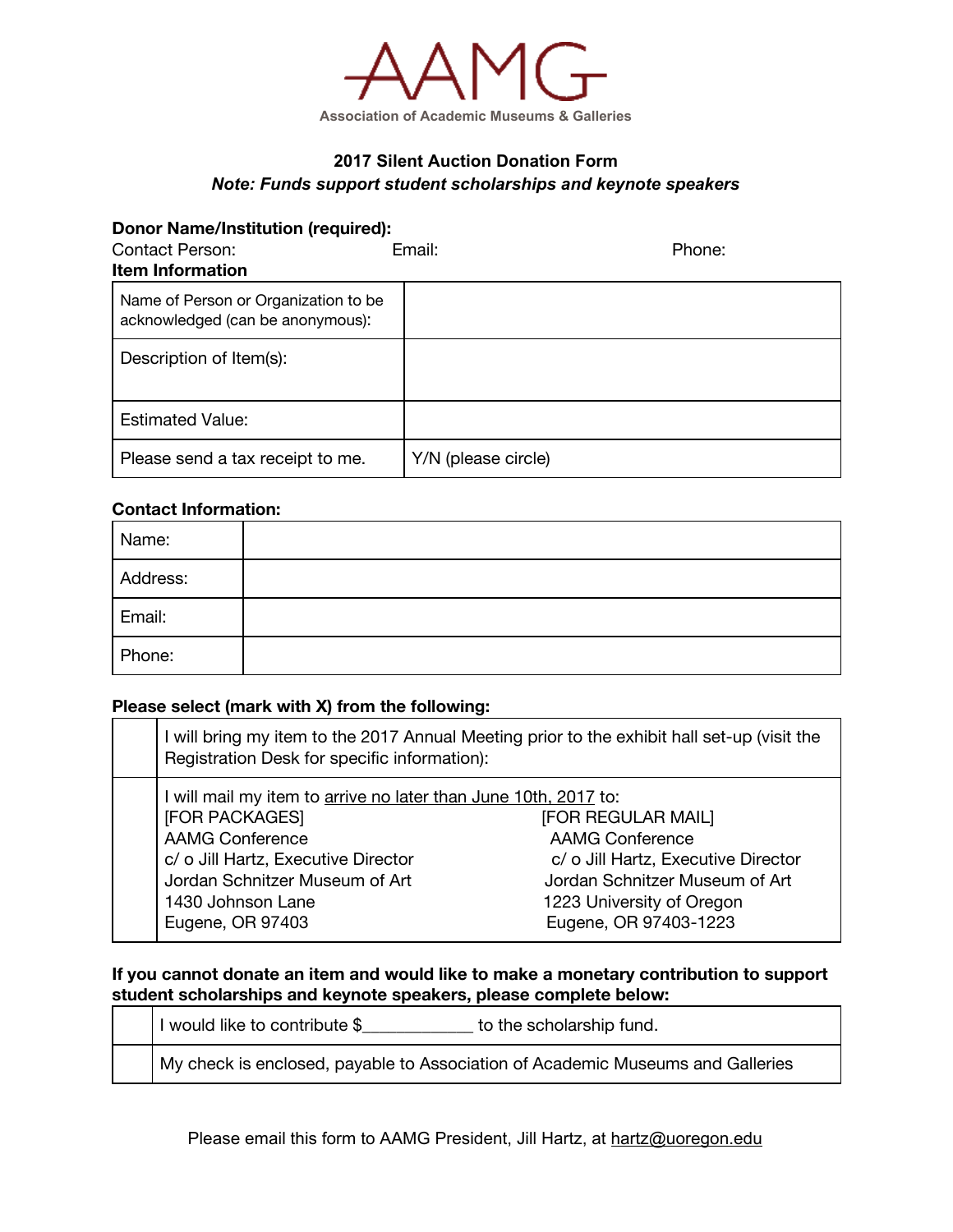# AAMG

Association of Academic Museums & Galleries

## 2017 Silent Auction Donation Form

***Note: Funds support student scholarships and keynote speakers***

**Donor Name/Institution (required):**

Contact Person: Email: Phone:

**Item Information**

| | |
|---|---|
| Name of Person or Organization to be acknowledged (can be anonymous): | |
| Description of Item(s): | |
| Estimated Value: | |
| Please send a tax receipt to me. | Y/N (please circle) |

**Contact Information:**

| | |
|---|---|
| Name: | |
| Address: | |
| Email: | |
| Phone: | |

**Please select (mark with X) from the following:**

| | |
|---|---|
| | I will bring my item to the 2017 Annual Meeting prior to the exhibit hall set-up (visit the Registration Desk for specific information): |
| | I will mail my item to arrive no later than June 10th, 2017 to:<br>[FOR PACKAGES]<br>AAMG Conference<br>c/ o Jill Hartz, Executive Director<br>Jordan Schnitzer Museum of Art<br>1430 Johnson Lane<br>Eugene, OR 97403<br><br>[FOR REGULAR MAIL]<br>AAMG Conference<br>c/ o Jill Hartz, Executive Director<br>Jordan Schnitzer Museum of Art<br>1223 University of Oregon<br>Eugene, OR 97403-1223 |

**If you cannot donate an item and would like to make a monetary contribution to support student scholarships and keynote speakers, please complete below:**

| | |
|---|---|
| | I would like to contribute $____________ to the scholarship fund. |
| | My check is enclosed, payable to Association of Academic Museums and Galleries |

Please email this form to AAMG President, Jill Hartz, at hartz@uoregon.edu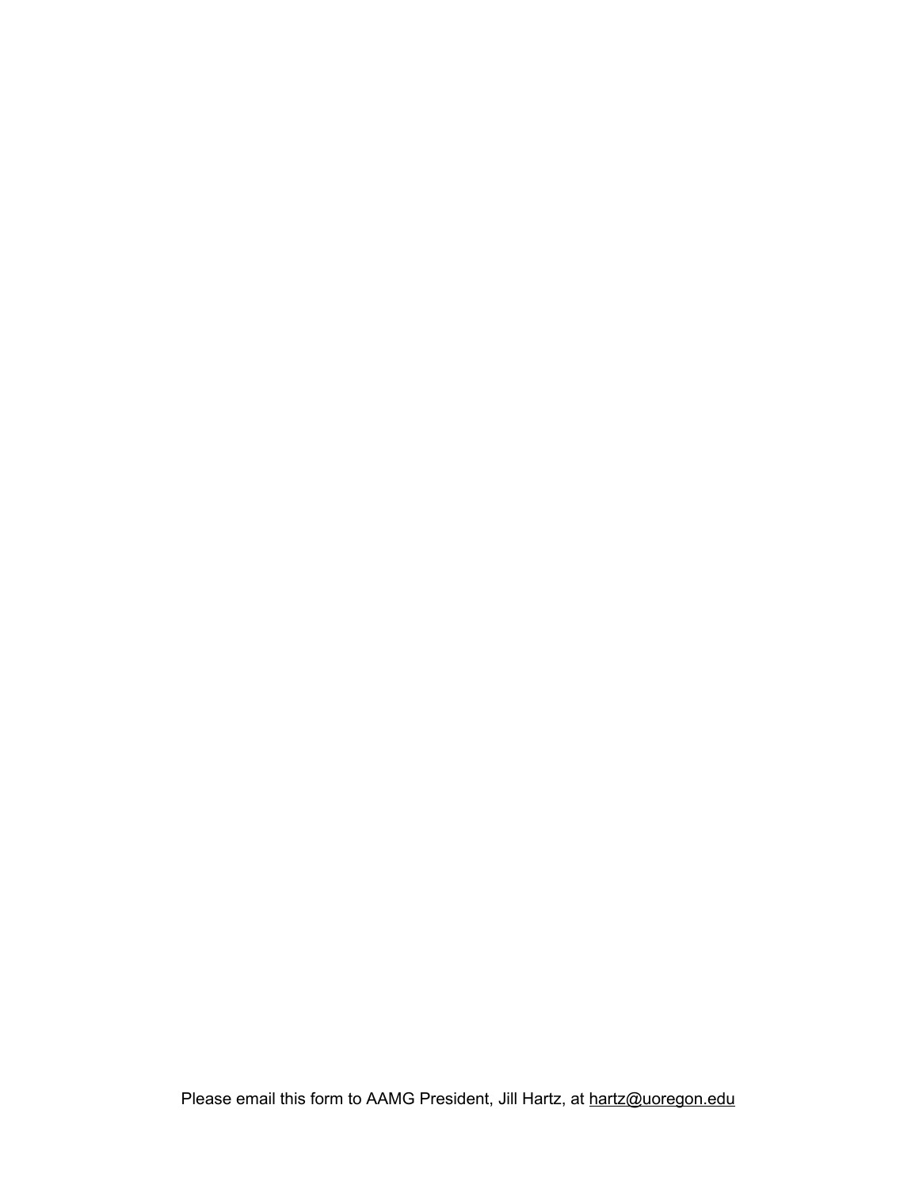Please email this form to AAMG President, Jill Hartz, at hartz@uoregon.edu